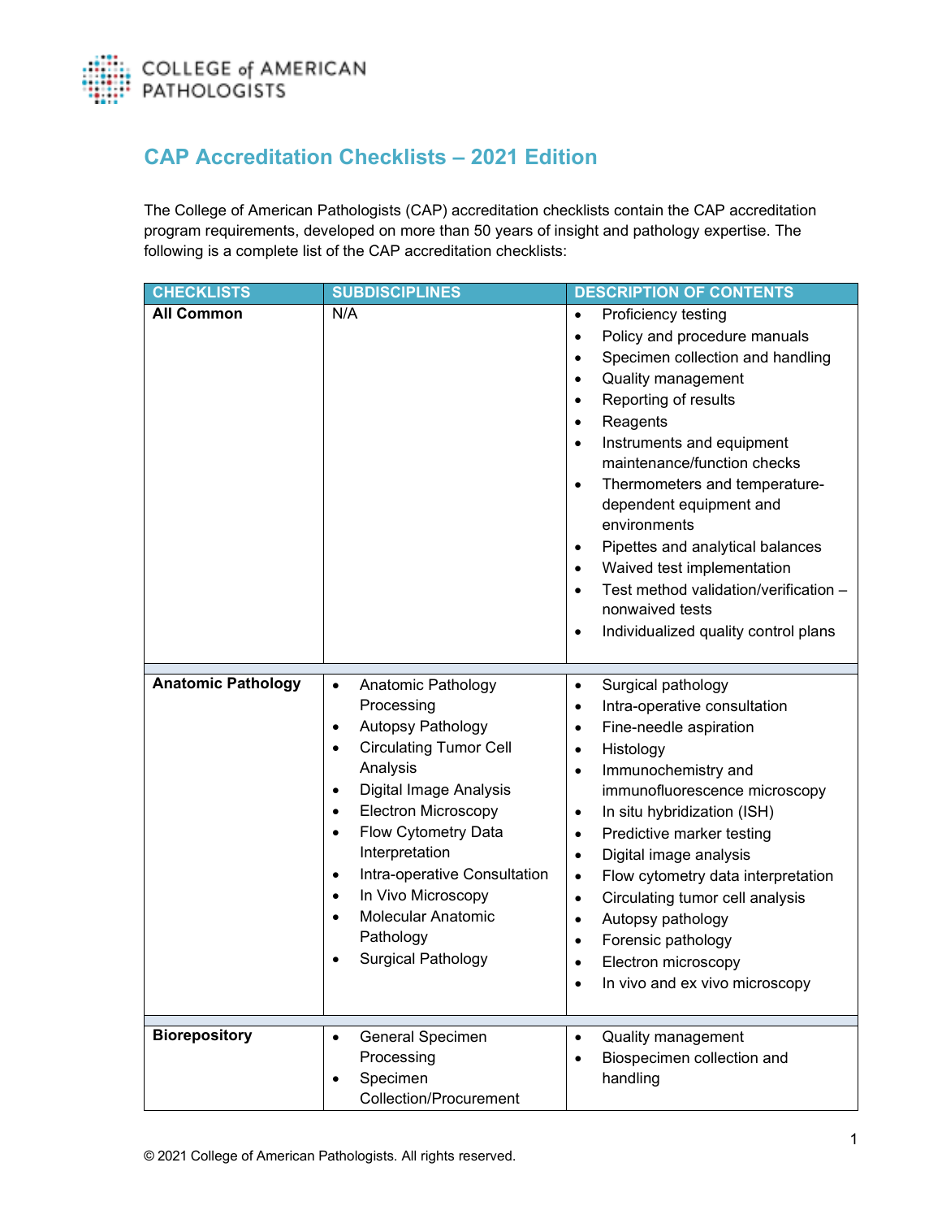COLLEGE of AMERICAN PATHOLOGISTS

# CAP Accreditation Checklists – 2021 Edition

The College of American Pathologists (CAP) accreditation checklists contain the CAP accreditation program requirements, developed on more than 50 years of insight and pathology expertise. The following is a complete list of the CAP accreditation checklists:

| CHECKLISTS | SUBDISCIPLINES | DESCRIPTION OF CONTENTS |
| --- | --- | --- |
| **All Common** | N/A | • Proficiency testing<br>• Policy and procedure manuals<br>• Specimen collection and handling<br>• Quality management<br>• Reporting of results<br>• Reagents<br>• Instruments and equipment maintenance/function checks<br>• Thermometers and temperature-dependent equipment and environments<br>• Pipettes and analytical balances<br>• Waived test implementation<br>• Test method validation/verification – nonwaived tests<br>• Individualized quality control plans |
| **Anatomic Pathology** | • Anatomic Pathology Processing<br>• Autopsy Pathology<br>• Circulating Tumor Cell Analysis<br>• Digital Image Analysis<br>• Electron Microscopy<br>• Flow Cytometry Data Interpretation<br>• Intra-operative Consultation<br>• In Vivo Microscopy<br>• Molecular Anatomic Pathology<br>• Surgical Pathology | • Surgical pathology<br>• Intra-operative consultation<br>• Fine-needle aspiration<br>• Histology<br>• Immunochemistry and immunofluorescence microscopy<br>• In situ hybridization (ISH)<br>• Predictive marker testing<br>• Digital image analysis<br>• Flow cytometry data interpretation<br>• Circulating tumor cell analysis<br>• Autopsy pathology<br>• Forensic pathology<br>• Electron microscopy<br>• In vivo and ex vivo microscopy |
| **Biorepository** | • General Specimen Processing<br>• Specimen Collection/Procurement | • Quality management<br>• Biospecimen collection and handling |

© 2021 College of American Pathologists. All rights reserved.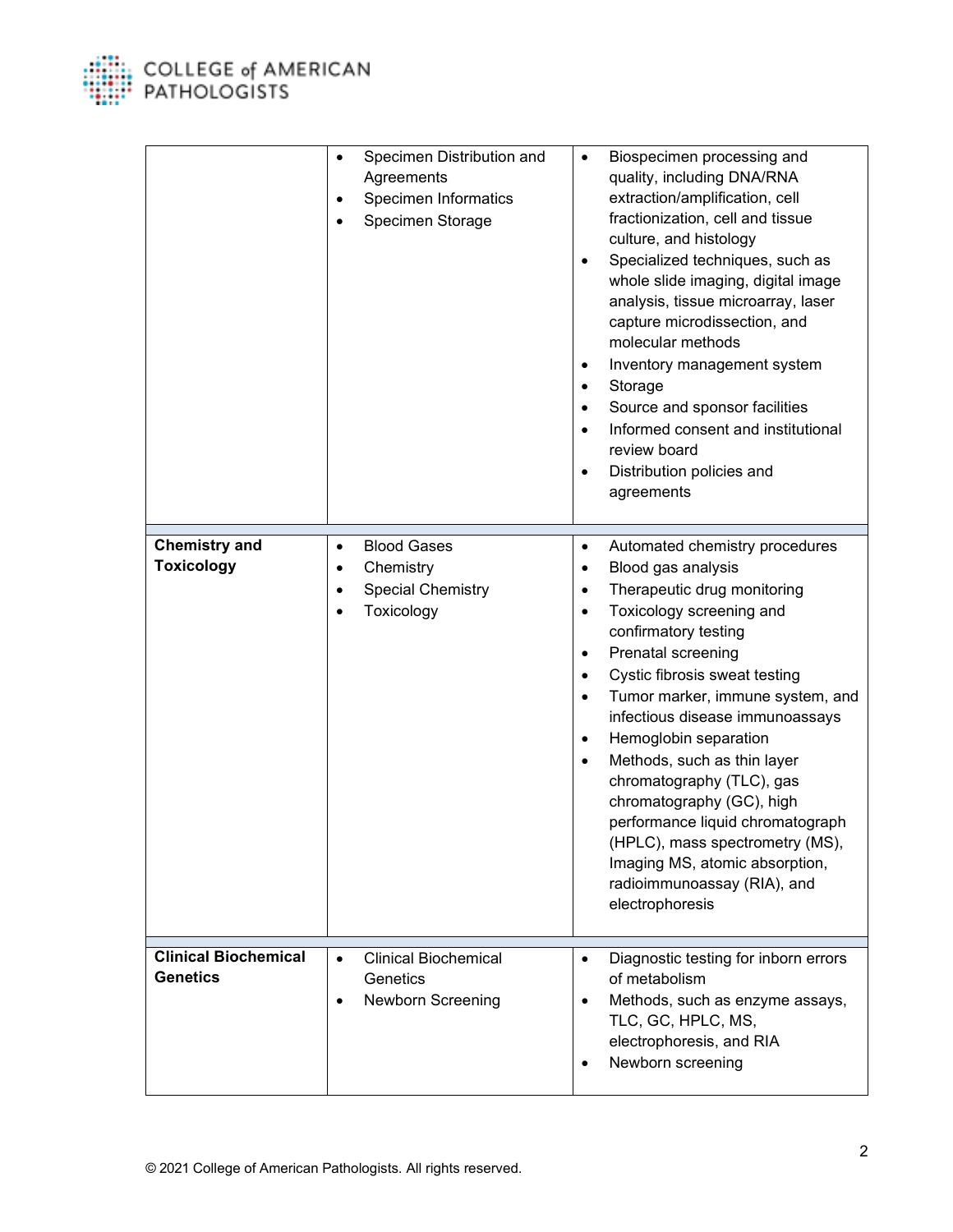| | | |
|---|---|---|
| | • Specimen Distribution and Agreements<br>• Specimen Informatics<br>• Specimen Storage | • Biospecimen processing and quality, including DNA/RNA extraction/amplification, cell fractionization, cell and tissue culture, and histology<br>• Specialized techniques, such as whole slide imaging, digital image analysis, tissue microarray, laser capture microdissection, and molecular methods<br>• Inventory management system<br>• Storage<br>• Source and sponsor facilities<br>• Informed consent and institutional review board<br>• Distribution policies and agreements |
| **Chemistry and Toxicology** | • Blood Gases<br>• Chemistry<br>• Special Chemistry<br>• Toxicology | • Automated chemistry procedures<br>• Blood gas analysis<br>• Therapeutic drug monitoring<br>• Toxicology screening and confirmatory testing<br>• Prenatal screening<br>• Cystic fibrosis sweat testing<br>• Tumor marker, immune system, and infectious disease immunoassays<br>• Hemoglobin separation<br>• Methods, such as thin layer chromatography (TLC), gas chromatography (GC), high performance liquid chromatograph (HPLC), mass spectrometry (MS), Imaging MS, atomic absorption, radioimmunoassay (RIA), and electrophoresis |
| **Clinical Biochemical Genetics** | • Clinical Biochemical Genetics<br>• Newborn Screening | • Diagnostic testing for inborn errors of metabolism<br>• Methods, such as enzyme assays, TLC, GC, HPLC, MS, electrophoresis, and RIA<br>• Newborn screening |

© 2021 College of American Pathologists. All rights reserved.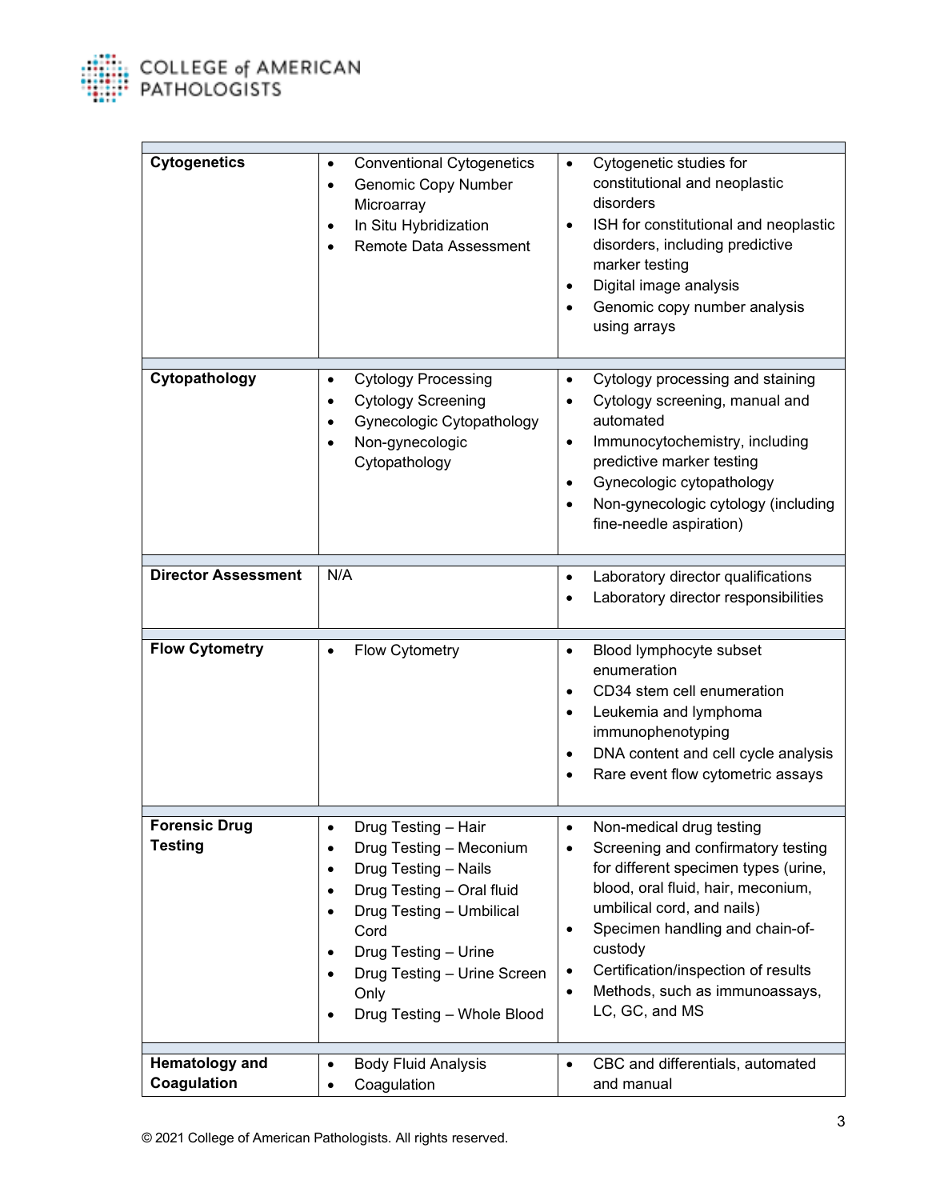| | | |
|---|---|---|
| **Cytogenetics** | • Conventional Cytogenetics<br>• Genomic Copy Number Microarray<br>• In Situ Hybridization<br>• Remote Data Assessment | • Cytogenetic studies for constitutional and neoplastic disorders<br>• ISH for constitutional and neoplastic disorders, including predictive marker testing<br>• Digital image analysis<br>• Genomic copy number analysis using arrays |
| **Cytopathology** | • Cytology Processing<br>• Cytology Screening<br>• Gynecologic Cytopathology<br>• Non-gynecologic Cytopathology | • Cytology processing and staining<br>• Cytology screening, manual and automated<br>• Immunocytochemistry, including predictive marker testing<br>• Gynecologic cytopathology<br>• Non-gynecologic cytology (including fine-needle aspiration) |
| **Director Assessment** | N/A | • Laboratory director qualifications<br>• Laboratory director responsibilities |
| **Flow Cytometry** | • Flow Cytometry | • Blood lymphocyte subset enumeration<br>• CD34 stem cell enumeration<br>• Leukemia and lymphoma immunophenotyping<br>• DNA content and cell cycle analysis<br>• Rare event flow cytometric assays |
| **Forensic Drug Testing** | • Drug Testing – Hair<br>• Drug Testing – Meconium<br>• Drug Testing – Nails<br>• Drug Testing – Oral fluid<br>• Drug Testing – Umbilical Cord<br>• Drug Testing – Urine<br>• Drug Testing – Urine Screen Only<br>• Drug Testing – Whole Blood | • Non-medical drug testing<br>• Screening and confirmatory testing for different specimen types (urine, blood, oral fluid, hair, meconium, umbilical cord, and nails)<br>• Specimen handling and chain-of-custody<br>• Certification/inspection of results<br>• Methods, such as immunoassays, LC, GC, and MS |
| **Hematology and Coagulation** | • Body Fluid Analysis<br>• Coagulation | • CBC and differentials, automated and manual |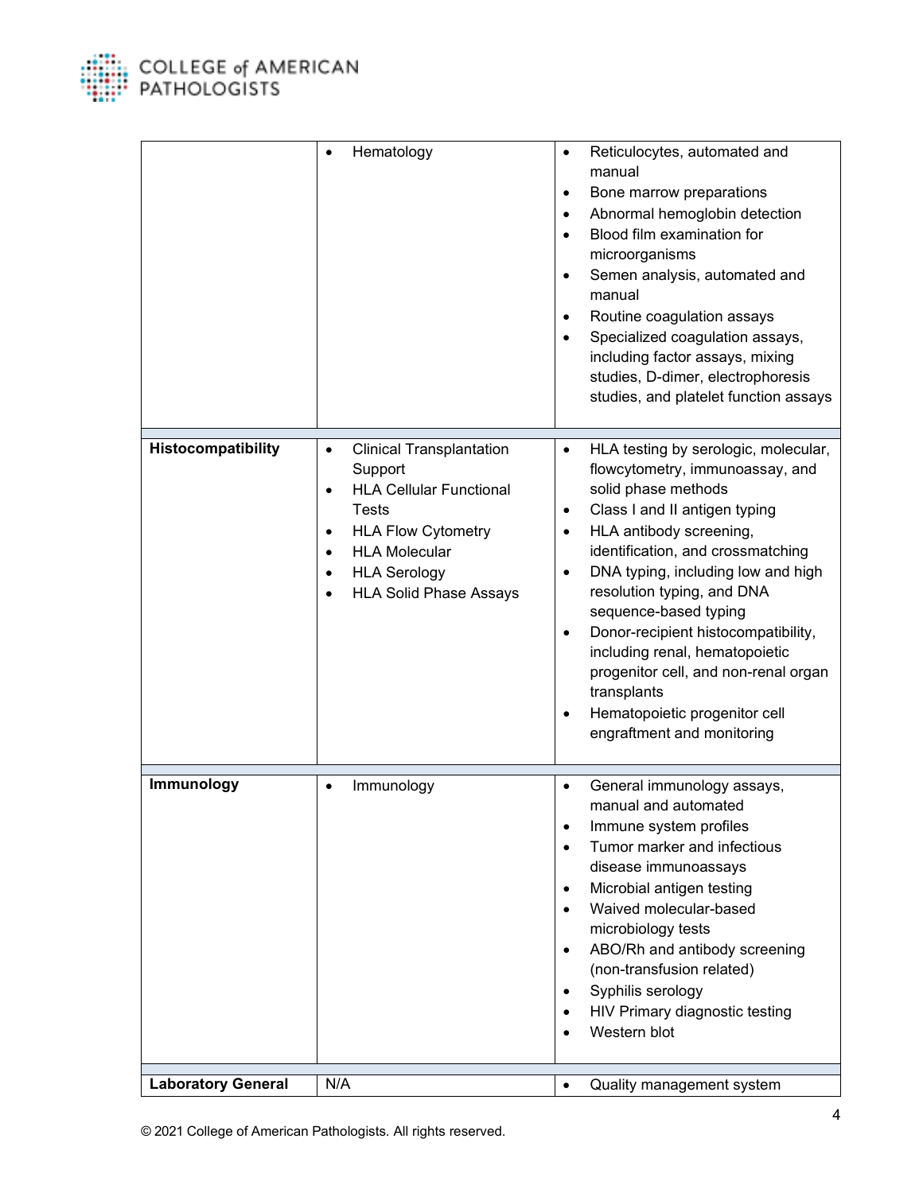| | | |
|---|---|---|
| | • Hematology | • Reticulocytes, automated and manual<br>• Bone marrow preparations<br>• Abnormal hemoglobin detection<br>• Blood film examination for microorganisms<br>• Semen analysis, automated and manual<br>• Routine coagulation assays<br>• Specialized coagulation assays, including factor assays, mixing studies, D-dimer, electrophoresis studies, and platelet function assays |
| **Histocompatibility** | • Clinical Transplantation Support<br>• HLA Cellular Functional Tests<br>• HLA Flow Cytometry<br>• HLA Molecular<br>• HLA Serology<br>• HLA Solid Phase Assays | • HLA testing by serologic, molecular, flowcytometry, immunoassay, and solid phase methods<br>• Class I and II antigen typing<br>• HLA antibody screening, identification, and crossmatching<br>• DNA typing, including low and high resolution typing, and DNA sequence-based typing<br>• Donor-recipient histocompatibility, including renal, hematopoietic progenitor cell, and non-renal organ transplants<br>• Hematopoietic progenitor cell engraftment and monitoring |
| **Immunology** | • Immunology | • General immunology assays, manual and automated<br>• Immune system profiles<br>• Tumor marker and infectious disease immunoassays<br>• Microbial antigen testing<br>• Waived molecular-based microbiology tests<br>• ABO/Rh and antibody screening (non-transfusion related)<br>• Syphilis serology<br>• HIV Primary diagnostic testing<br>• Western blot |
| **Laboratory General** | N/A | • Quality management system |

© 2021 College of American Pathologists. All rights reserved.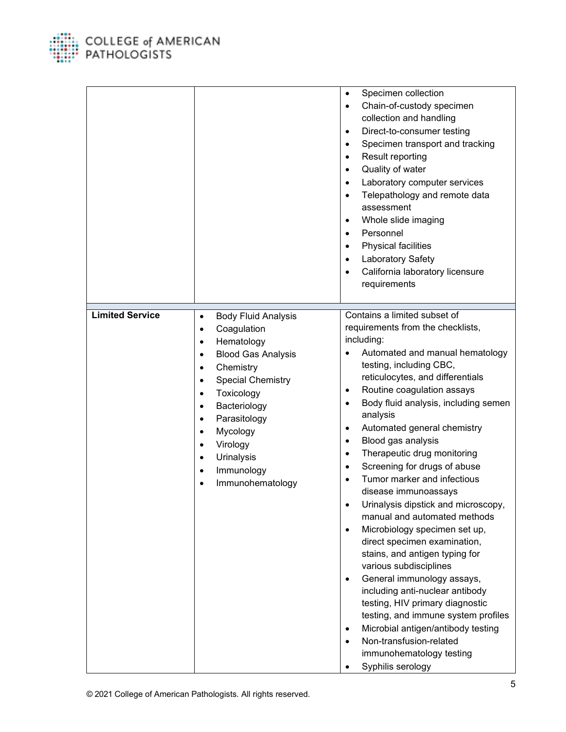|  |  |  |
| --- | --- | --- |
|  |  | • Specimen collection<br>• Chain-of-custody specimen collection and handling<br>• Direct-to-consumer testing<br>• Specimen transport and tracking<br>• Result reporting<br>• Quality of water<br>• Laboratory computer services<br>• Telepathology and remote data assessment<br>• Whole slide imaging<br>• Personnel<br>• Physical facilities<br>• Laboratory Safety<br>• California laboratory licensure requirements |
| **Limited Service** | • Body Fluid Analysis<br>• Coagulation<br>• Hematology<br>• Blood Gas Analysis<br>• Chemistry<br>• Special Chemistry<br>• Toxicology<br>• Bacteriology<br>• Parasitology<br>• Mycology<br>• Virology<br>• Urinalysis<br>• Immunology<br>• Immunohematology | Contains a limited subset of requirements from the checklists, including:<br>• Automated and manual hematology testing, including CBC, reticulocytes, and differentials<br>• Routine coagulation assays<br>• Body fluid analysis, including semen analysis<br>• Automated general chemistry<br>• Blood gas analysis<br>• Therapeutic drug monitoring<br>• Screening for drugs of abuse<br>• Tumor marker and infectious disease immunoassays<br>• Urinalysis dipstick and microscopy, manual and automated methods<br>• Microbiology specimen set up, direct specimen examination, stains, and antigen typing for various subdisciplines<br>• General immunology assays, including anti-nuclear antibody testing, HIV primary diagnostic testing, and immune system profiles<br>• Microbial antigen/antibody testing<br>• Non-transfusion-related immunohematology testing<br>• Syphilis serology |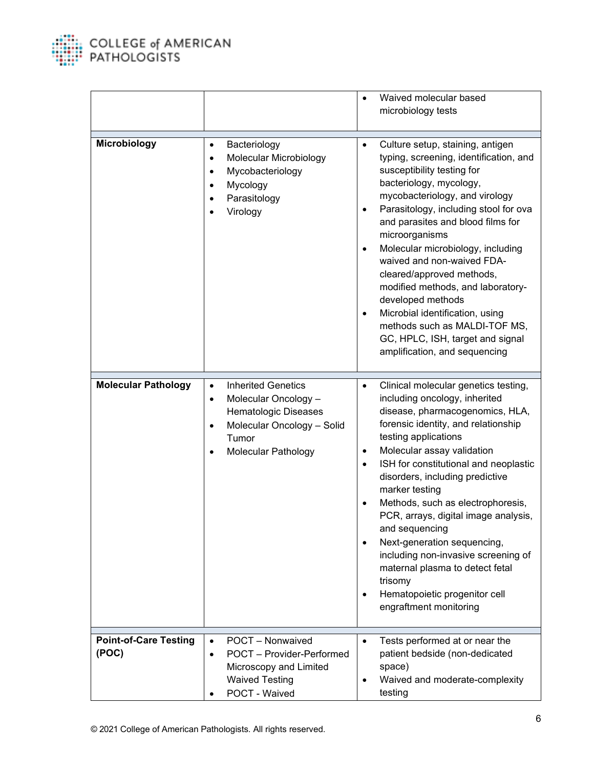| | | |
|---|---|---|
| | | • Waived molecular based microbiology tests |
| **Microbiology** | • Bacteriology<br>• Molecular Microbiology<br>• Mycobacteriology<br>• Mycology<br>• Parasitology<br>• Virology | • Culture setup, staining, antigen typing, screening, identification, and susceptibility testing for bacteriology, mycology, mycobacteriology, and virology<br>• Parasitology, including stool for ova and parasites and blood films for microorganisms<br>• Molecular microbiology, including waived and non-waived FDA-cleared/approved methods, modified methods, and laboratory-developed methods<br>• Microbial identification, using methods such as MALDI-TOF MS, GC, HPLC, ISH, target and signal amplification, and sequencing |
| **Molecular Pathology** | • Inherited Genetics<br>• Molecular Oncology – Hematologic Diseases<br>• Molecular Oncology – Solid Tumor<br>• Molecular Pathology | • Clinical molecular genetics testing, including oncology, inherited disease, pharmacogenomics, HLA, forensic identity, and relationship testing applications<br>• Molecular assay validation<br>• ISH for constitutional and neoplastic disorders, including predictive marker testing<br>• Methods, such as electrophoresis, PCR, arrays, digital image analysis, and sequencing<br>• Next-generation sequencing, including non-invasive screening of maternal plasma to detect fetal trisomy<br>• Hematopoietic progenitor cell engraftment monitoring |
| **Point-of-Care Testing (POC)** | • POCT – Nonwaived<br>• POCT – Provider-Performed Microscopy and Limited Waived Testing<br>• POCT - Waived | • Tests performed at or near the patient bedside (non-dedicated space)<br>• Waived and moderate-complexity testing |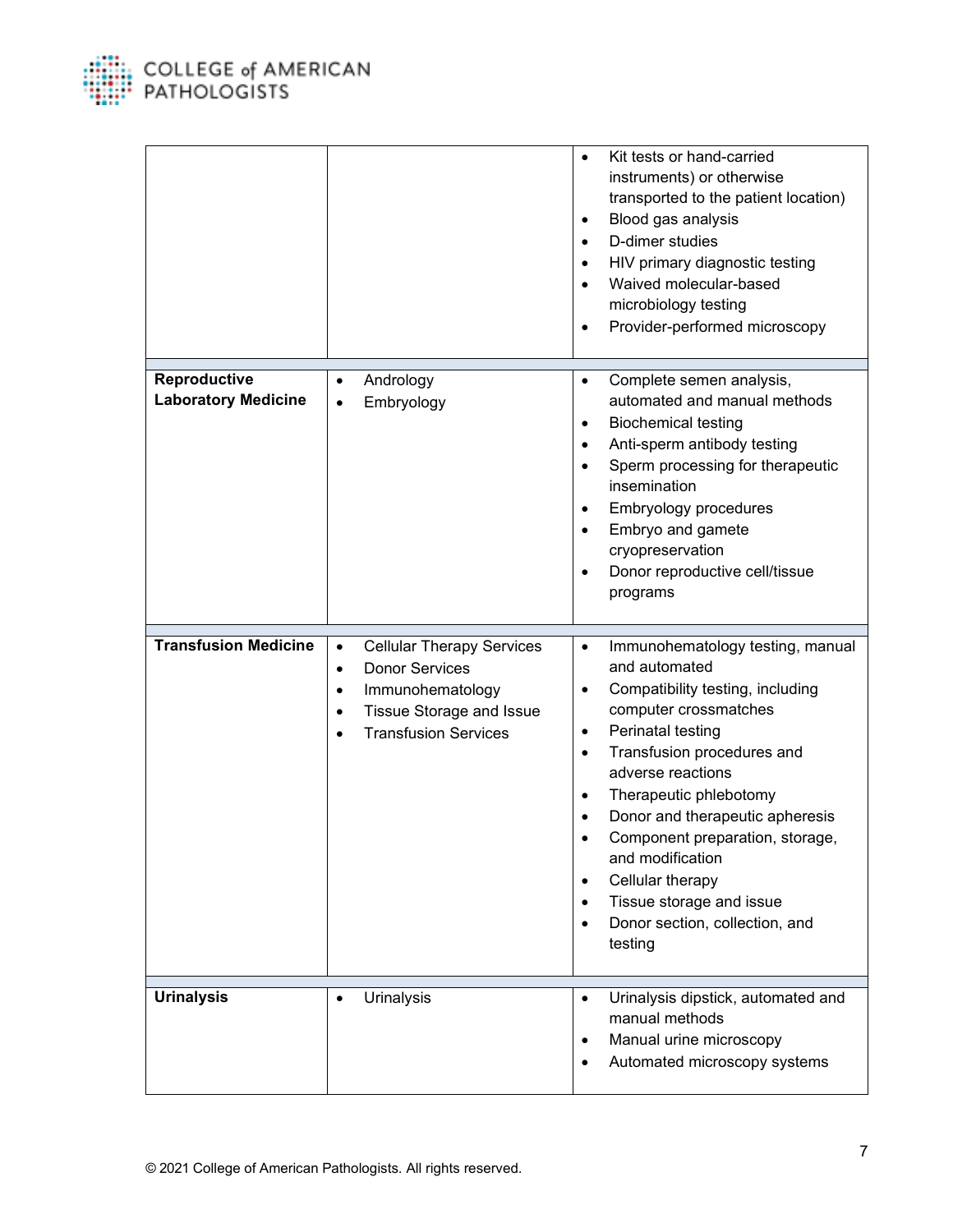| | | |
|---|---|---|
| | | • Kit tests or hand-carried instruments) or otherwise transported to the patient location)<br>• Blood gas analysis<br>• D-dimer studies<br>• HIV primary diagnostic testing<br>• Waived molecular-based microbiology testing<br>• Provider-performed microscopy |
| **Reproductive Laboratory Medicine** | • Andrology<br>• Embryology | • Complete semen analysis, automated and manual methods<br>• Biochemical testing<br>• Anti-sperm antibody testing<br>• Sperm processing for therapeutic insemination<br>• Embryology procedures<br>• Embryo and gamete cryopreservation<br>• Donor reproductive cell/tissue programs |
| **Transfusion Medicine** | • Cellular Therapy Services<br>• Donor Services<br>• Immunohematology<br>• Tissue Storage and Issue<br>• Transfusion Services | • Immunohematology testing, manual and automated<br>• Compatibility testing, including computer crossmatches<br>• Perinatal testing<br>• Transfusion procedures and adverse reactions<br>• Therapeutic phlebotomy<br>• Donor and therapeutic apheresis<br>• Component preparation, storage, and modification<br>• Cellular therapy<br>• Tissue storage and issue<br>• Donor section, collection, and testing |
| **Urinalysis** | • Urinalysis | • Urinalysis dipstick, automated and manual methods<br>• Manual urine microscopy<br>• Automated microscopy systems |

© 2021 College of American Pathologists. All rights reserved.